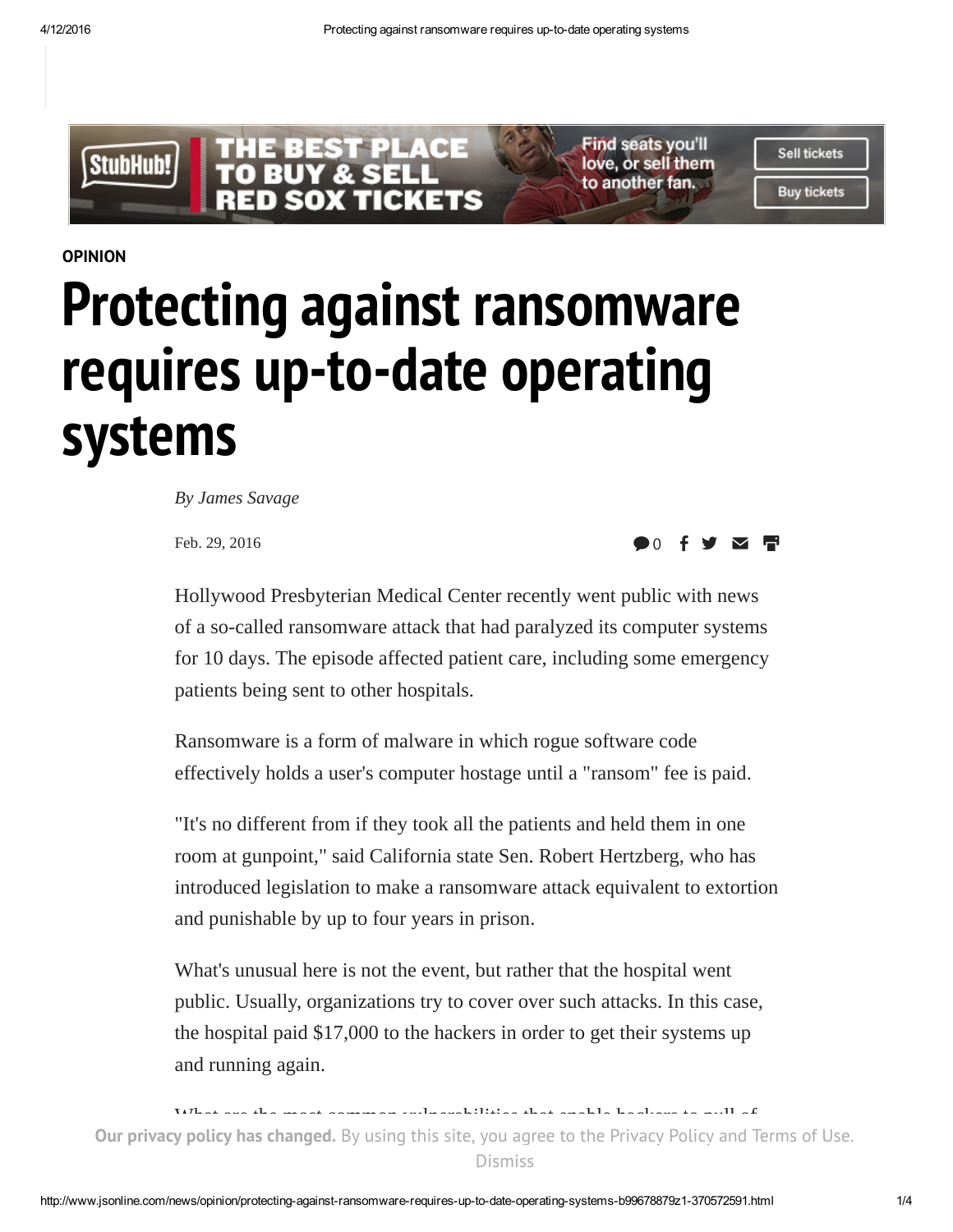OPINION

# Protecting against ransomware requires up-to-date operating systems

*By James Savage*

Feb. 29, 2016

Hollywood Presbyterian Medical Center recently went public with news of a so-called ransomware attack that had paralyzed its computer systems for 10 days. The episode affected patient care, including some emergency patients being sent to other hospitals.

Ransomware is a form of malware in which rogue software code effectively holds a user's computer hostage until a "ransom" fee is paid.

"It's no different from if they took all the patients and held them in one room at gunpoint," said California state Sen. Robert Hertzberg, who has introduced legislation to make a ransomware attack equivalent to extortion and punishable by up to four years in prison.

What's unusual here is not the event, but rather that the hospital went public. Usually, organizations try to cover over such attacks. In this case, the hospital paid $17,000 to the hackers in order to get their systems up and running again.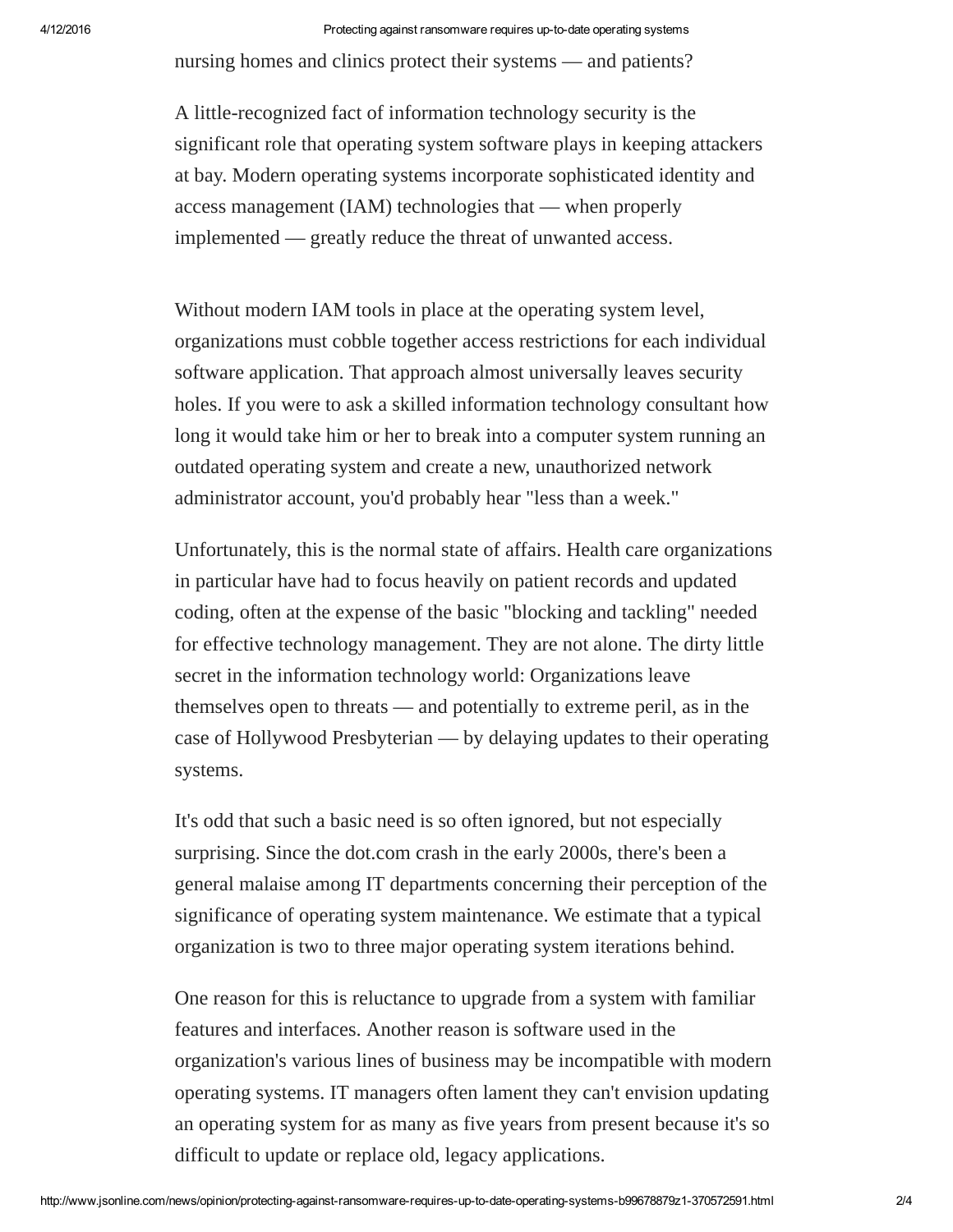nursing homes and clinics protect their systems — and patients?

A little-recognized fact of information technology security is the significant role that operating system software plays in keeping attackers at bay. Modern operating systems incorporate sophisticated identity and access management (IAM) technologies that — when properly implemented — greatly reduce the threat of unwanted access.

Without modern IAM tools in place at the operating system level, organizations must cobble together access restrictions for each individual software application. That approach almost universally leaves security holes. If you were to ask a skilled information technology consultant how long it would take him or her to break into a computer system running an outdated operating system and create a new, unauthorized network administrator account, you'd probably hear "less than a week."

Unfortunately, this is the normal state of affairs. Health care organizations in particular have had to focus heavily on patient records and updated coding, often at the expense of the basic "blocking and tackling" needed for effective technology management. They are not alone. The dirty little secret in the information technology world: Organizations leave themselves open to threats — and potentially to extreme peril, as in the case of Hollywood Presbyterian — by delaying updates to their operating systems.

It's odd that such a basic need is so often ignored, but not especially surprising. Since the dot.com crash in the early 2000s, there's been a general malaise among IT departments concerning their perception of the significance of operating system maintenance. We estimate that a typical organization is two to three major operating system iterations behind.

One reason for this is reluctance to upgrade from a system with familiar features and interfaces. Another reason is software used in the organization's various lines of business may be incompatible with modern operating systems. IT managers often lament they can't envision updating an operating system for as many as five years from present because it's so difficult to update or replace old, legacy applications.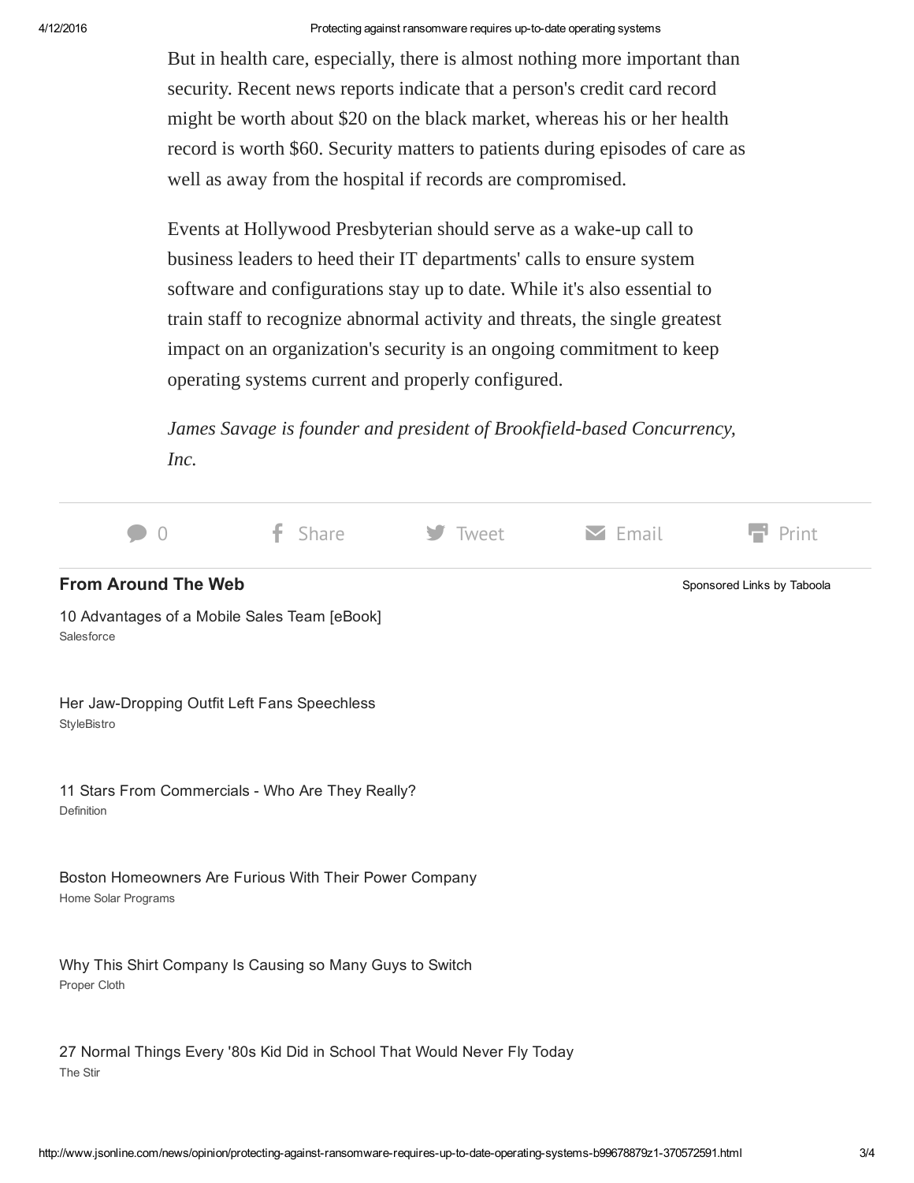But in health care, especially, there is almost nothing more important than security. Recent news reports indicate that a person's credit card record might be worth about $20 on the black market, whereas his or her health record is worth $60. Security matters to patients during episodes of care as well as away from the hospital if records are compromised.

Events at Hollywood Presbyterian should serve as a wake-up call to business leaders to heed their IT departments' calls to ensure system software and configurations stay up to date. While it's also essential to train staff to recognize abnormal activity and threats, the single greatest impact on an organization's security is an ongoing commitment to keep operating systems current and properly configured.

*James Savage is founder and president of Brookfield-based Concurrency, Inc.*

0 Share Tweet Email Print

## From Around The Web

Sponsored Links by Taboola

10 Advantages of a Mobile Sales Team [eBook]
Salesforce

Her Jaw-Dropping Outfit Left Fans Speechless
StyleBistro

11 Stars From Commercials - Who Are They Really?
Definition

Boston Homeowners Are Furious With Their Power Company
Home Solar Programs

Why This Shirt Company Is Causing so Many Guys to Switch
Proper Cloth

27 Normal Things Every '80s Kid Did in School That Would Never Fly Today
The Stir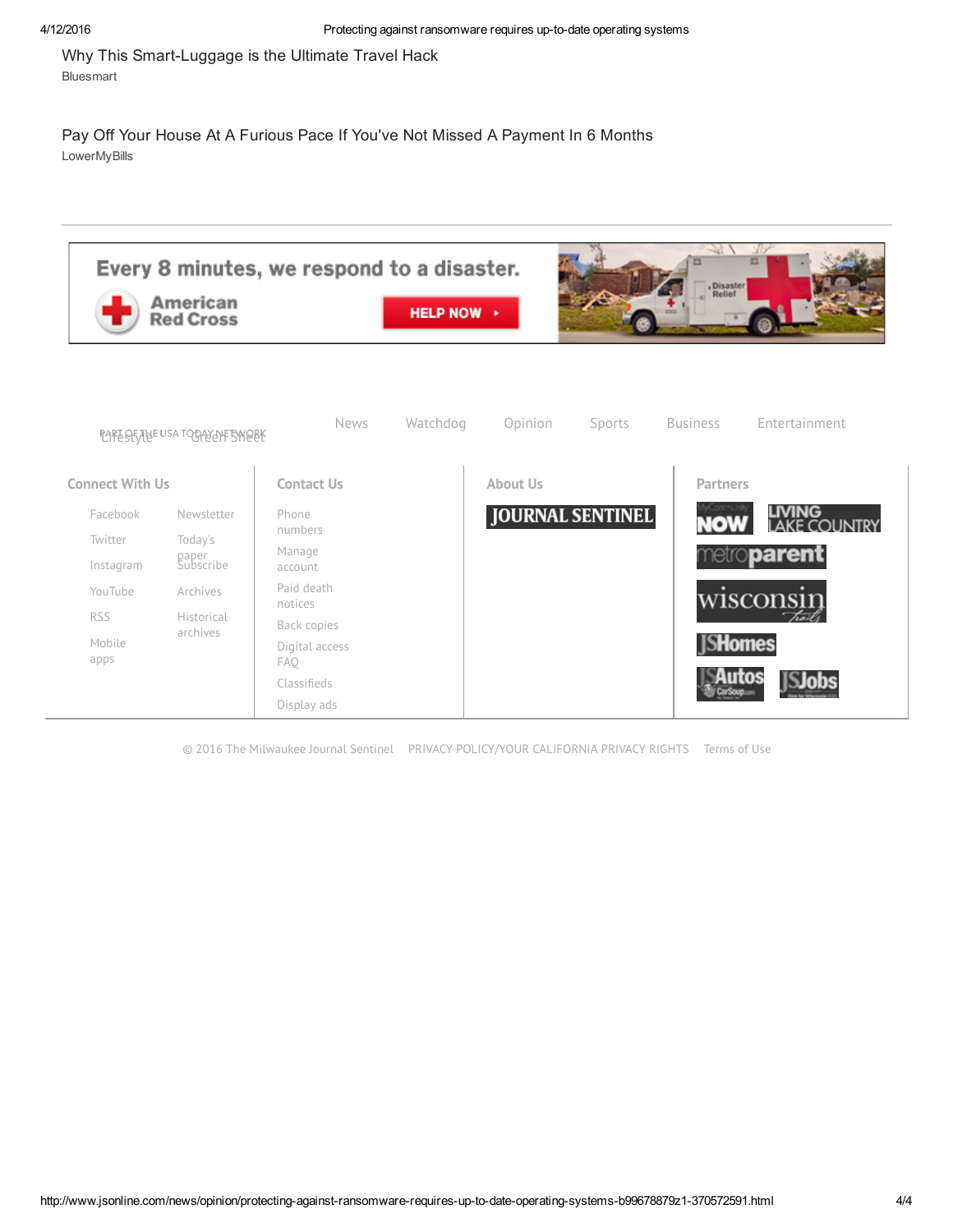Why This Smart-Luggage is the Ultimate Travel Hack
Bluesmart

Pay Off Your House At A Furious Pace If You've Not Missed A Payment In 6 Months
LowerMyBills

---

Every 8 minutes, we respond to a disaster.
American Red Cross
HELP NOW

News Watchdog Opinion Sports Business Entertainment Lifestyle Green Sheet

PART OF THE USA TODAY NETWORK

**Connect With Us**

- Facebook
- Twitter
- Instagram
- YouTube
- RSS
- Mobile apps
- Newsletter
- Today's paper
- Subscribe
- Archives
- Historical archives

**Contact Us**

- Phone numbers
- Manage account
- Paid death notices
- Back copies
- Digital access FAQ
- Classifieds
- Display ads

**About Us**

JOURNAL SENTINEL

**Partners**

NOW
LIVING LAKE COUNTRY
metroparent
wisconsin Trails
JSHomes
JSAutos
JSJobs

© 2016 The Milwaukee Journal Sentinel PRIVACY POLICY/YOUR CALIFORNIA PRIVACY RIGHTS Terms of Use